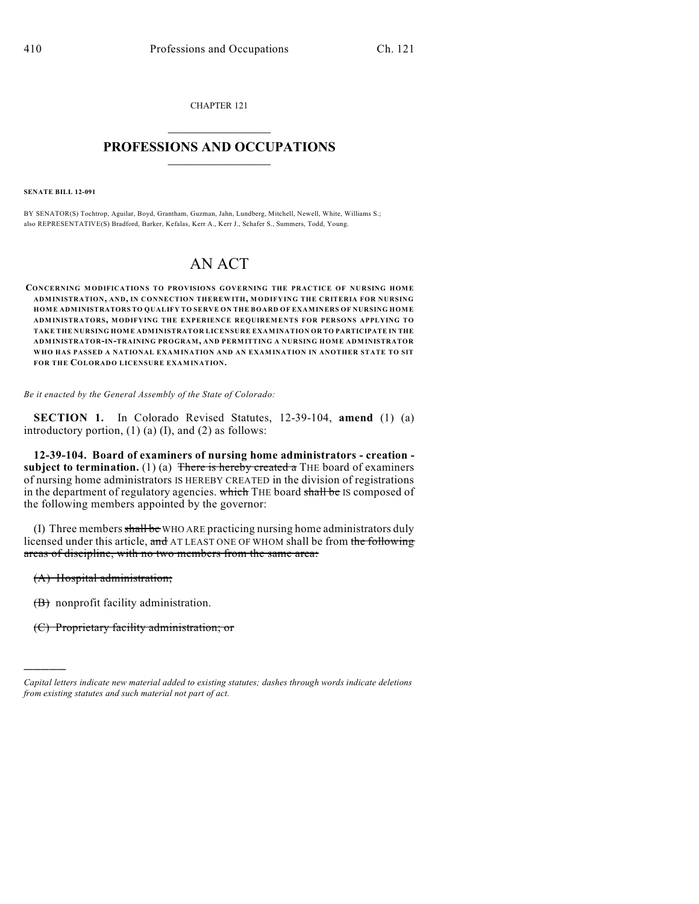CHAPTER 121

## PROFESSIONS AND OCCUPATIONS

**SENATE BILL 12-091**

BY SENATOR(S) Tochtrop, Aguilar, Boyd, Grantham, Guzman, Jahn, Lundberg, Mitchell, Newell, White, Williams S.; also REPRESENTATIVE(S) Bradford, Barker, Kefalas, Kerr A., Kerr J., Schafer S., Summers, Todd, Young.

# AN ACT

**CONCERNING MODIFICATIONS TO PROVISIONS GOVERNING THE PRACTICE OF NURSING HOME ADMINISTRATION, AND, IN CONNECTION THEREWITH, MODIFYING THE CRITERIA FOR NURSING HOME ADMINISTRATORS TO QUALIFY TO SERVE ON THE BOARD OF EXAMINERS OF NURSING HOME ADMINISTRATORS, MODIFYING THE EXPERIENCE REQUIREMENTS FOR PERSONS APPLYING TO TAKE THE NURSING HOME ADMINISTRATOR LICENSURE EXAMINATION OR TO PARTICIPATE IN THE ADMINISTRATOR-IN-TRAINING PROGRAM, AND PERMITTING A NURSING HOME ADMINISTRATOR WHO HAS PASSED A NATIONAL EXAMINATION AND AN EXAMINATION IN ANOTHER STATE TO SIT FOR THE COLORADO LICENSURE EXAMINATION.**

*Be it enacted by the General Assembly of the State of Colorado:*

**SECTION 1.** In Colorado Revised Statutes, 12-39-104, **amend** (1) (a) introductory portion, (1) (a) (I), and (2) as follows:

**12-39-104. Board of examiners of nursing home administrators - creation - subject to termination.** (1) (a) ~~There is hereby created a~~ THE board of examiners of nursing home administrators IS HEREBY CREATED in the division of registrations in the department of regulatory agencies. ~~which~~ THE board ~~shall be~~ IS composed of the following members appointed by the governor:

(I) Three members ~~shall be~~ WHO ARE practicing nursing home administrators duly licensed under this article, ~~and~~ AT LEAST ONE OF WHOM shall be from ~~the following areas of discipline, with no two members from the same area:~~

~~(A) Hospital administration;~~

~~(B)~~ nonprofit facility administration.

~~(C) Proprietary facility administration; or~~

*Capital letters indicate new material added to existing statutes; dashes through words indicate deletions from existing statutes and such material not part of act.*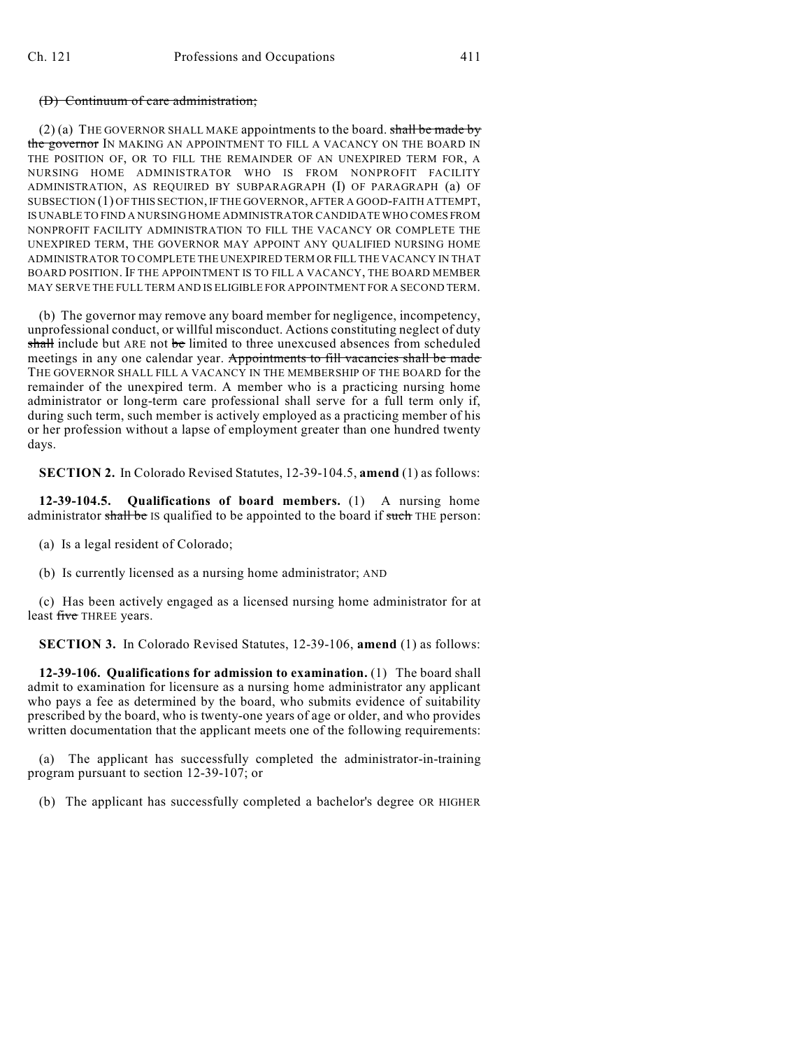~~(D) Continuum of care administration;~~

(2) (a) THE GOVERNOR SHALL MAKE appointments to the board. ~~shall be made by the governor~~ IN MAKING AN APPOINTMENT TO FILL A VACANCY ON THE BOARD IN THE POSITION OF, OR TO FILL THE REMAINDER OF AN UNEXPIRED TERM FOR, A NURSING HOME ADMINISTRATOR WHO IS FROM NONPROFIT FACILITY ADMINISTRATION, AS REQUIRED BY SUBPARAGRAPH (I) OF PARAGRAPH (a) OF SUBSECTION (1) OF THIS SECTION, IF THE GOVERNOR, AFTER A GOOD-FAITH ATTEMPT, IS UNABLE TO FIND A NURSING HOME ADMINISTRATOR CANDIDATE WHO COMES FROM NONPROFIT FACILITY ADMINISTRATION TO FILL THE VACANCY OR COMPLETE THE UNEXPIRED TERM, THE GOVERNOR MAY APPOINT ANY QUALIFIED NURSING HOME ADMINISTRATOR TO COMPLETE THE UNEXPIRED TERM OR FILL THE VACANCY IN THAT BOARD POSITION. IF THE APPOINTMENT IS TO FILL A VACANCY, THE BOARD MEMBER MAY SERVE THE FULL TERM AND IS ELIGIBLE FOR APPOINTMENT FOR A SECOND TERM.

(b) The governor may remove any board member for negligence, incompetency, unprofessional conduct, or willful misconduct. Actions constituting neglect of duty ~~shall~~ include but ARE not ~~be~~ limited to three unexcused absences from scheduled meetings in any one calendar year. ~~Appointments to fill vacancies shall be made~~ THE GOVERNOR SHALL FILL A VACANCY IN THE MEMBERSHIP OF THE BOARD for the remainder of the unexpired term. A member who is a practicing nursing home administrator or long-term care professional shall serve for a full term only if, during such term, such member is actively employed as a practicing member of his or her profession without a lapse of employment greater than one hundred twenty days.

**SECTION 2.** In Colorado Revised Statutes, 12-39-104.5, **amend** (1) as follows:

**12-39-104.5. Qualifications of board members.** (1) A nursing home administrator ~~shall be~~ IS qualified to be appointed to the board if ~~such~~ THE person:

(a) Is a legal resident of Colorado;

(b) Is currently licensed as a nursing home administrator; AND

(c) Has been actively engaged as a licensed nursing home administrator for at least ~~five~~ THREE years.

**SECTION 3.** In Colorado Revised Statutes, 12-39-106, **amend** (1) as follows:

**12-39-106. Qualifications for admission to examination.** (1) The board shall admit to examination for licensure as a nursing home administrator any applicant who pays a fee as determined by the board, who submits evidence of suitability prescribed by the board, who is twenty-one years of age or older, and who provides written documentation that the applicant meets one of the following requirements:

(a) The applicant has successfully completed the administrator-in-training program pursuant to section 12-39-107; or

(b) The applicant has successfully completed a bachelor's degree OR HIGHER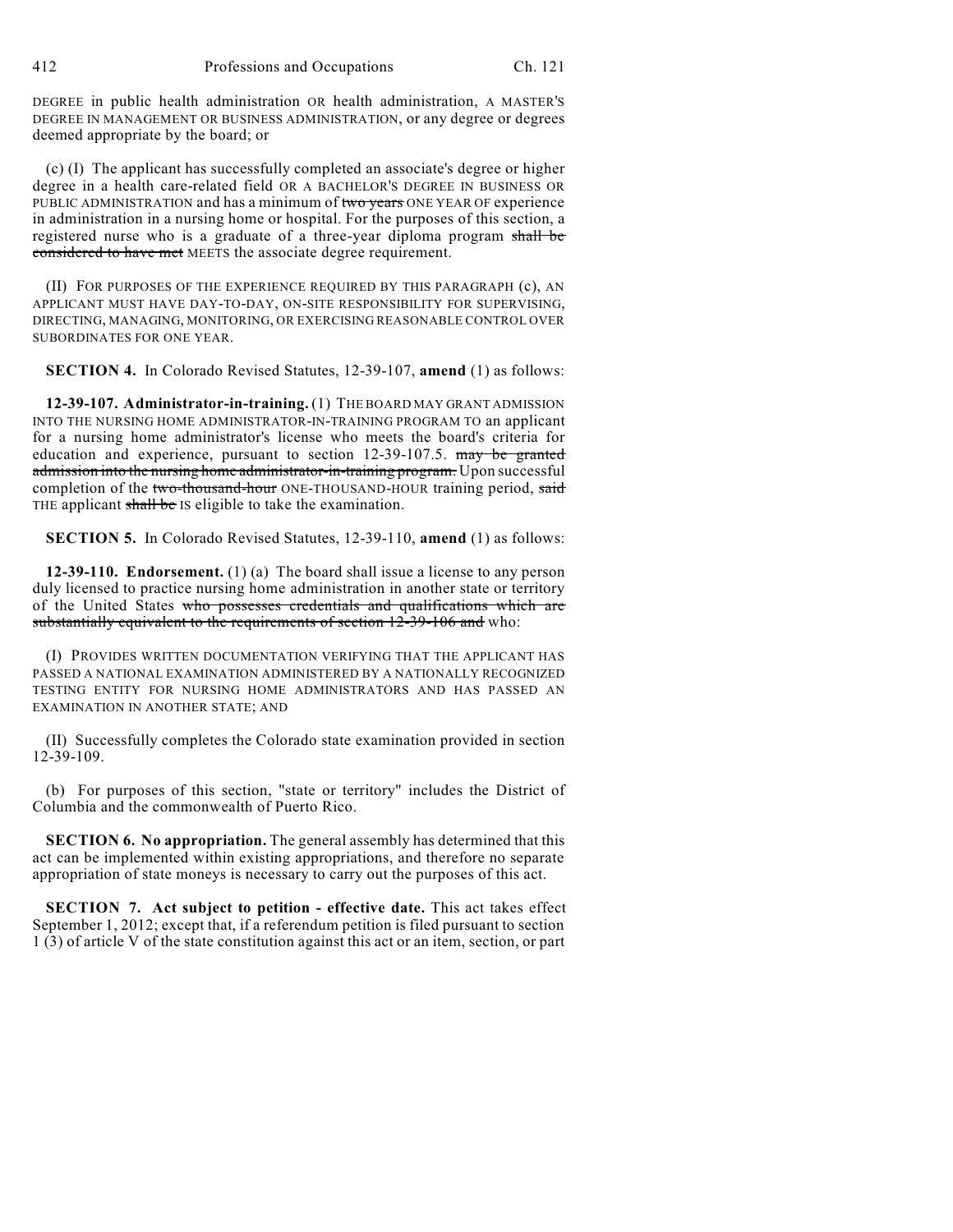DEGREE in public health administration OR health administration, A MASTER'S DEGREE IN MANAGEMENT OR BUSINESS ADMINISTRATION, or any degree or degrees deemed appropriate by the board; or

(c) (I) The applicant has successfully completed an associate's degree or higher degree in a health care-related field OR A BACHELOR'S DEGREE IN BUSINESS OR PUBLIC ADMINISTRATION and has a minimum of ~~two years~~ ONE YEAR OF experience in administration in a nursing home or hospital. For the purposes of this section, a registered nurse who is a graduate of a three-year diploma program ~~shall be considered to have met~~ MEETS the associate degree requirement.

(II) FOR PURPOSES OF THE EXPERIENCE REQUIRED BY THIS PARAGRAPH (c), AN APPLICANT MUST HAVE DAY-TO-DAY, ON-SITE RESPONSIBILITY FOR SUPERVISING, DIRECTING, MANAGING, MONITORING, OR EXERCISING REASONABLE CONTROL OVER SUBORDINATES FOR ONE YEAR.

**SECTION 4.** In Colorado Revised Statutes, 12-39-107, **amend** (1) as follows:

**12-39-107. Administrator-in-training.** (1) THE BOARD MAY GRANT ADMISSION INTO THE NURSING HOME ADMINISTRATOR-IN-TRAINING PROGRAM TO an applicant for a nursing home administrator's license who meets the board's criteria for education and experience, pursuant to section 12-39-107.5. ~~may be granted admission into the nursing home administrator-in-training program.~~ Upon successful completion of the ~~two-thousand-hour~~ ONE-THOUSAND-HOUR training period, ~~said~~ THE applicant ~~shall be~~ IS eligible to take the examination.

**SECTION 5.** In Colorado Revised Statutes, 12-39-110, **amend** (1) as follows:

**12-39-110. Endorsement.** (1) (a) The board shall issue a license to any person duly licensed to practice nursing home administration in another state or territory of the United States ~~who possesses credentials and qualifications which are substantially equivalent to the requirements of section 12-39-106 and~~ who:

(I) PROVIDES WRITTEN DOCUMENTATION VERIFYING THAT THE APPLICANT HAS PASSED A NATIONAL EXAMINATION ADMINISTERED BY A NATIONALLY RECOGNIZED TESTING ENTITY FOR NURSING HOME ADMINISTRATORS AND HAS PASSED AN EXAMINATION IN ANOTHER STATE; AND

(II) Successfully completes the Colorado state examination provided in section 12-39-109.

(b) For purposes of this section, "state or territory" includes the District of Columbia and the commonwealth of Puerto Rico.

**SECTION 6. No appropriation.** The general assembly has determined that this act can be implemented within existing appropriations, and therefore no separate appropriation of state moneys is necessary to carry out the purposes of this act.

**SECTION 7. Act subject to petition - effective date.** This act takes effect September 1, 2012; except that, if a referendum petition is filed pursuant to section 1 (3) of article V of the state constitution against this act or an item, section, or part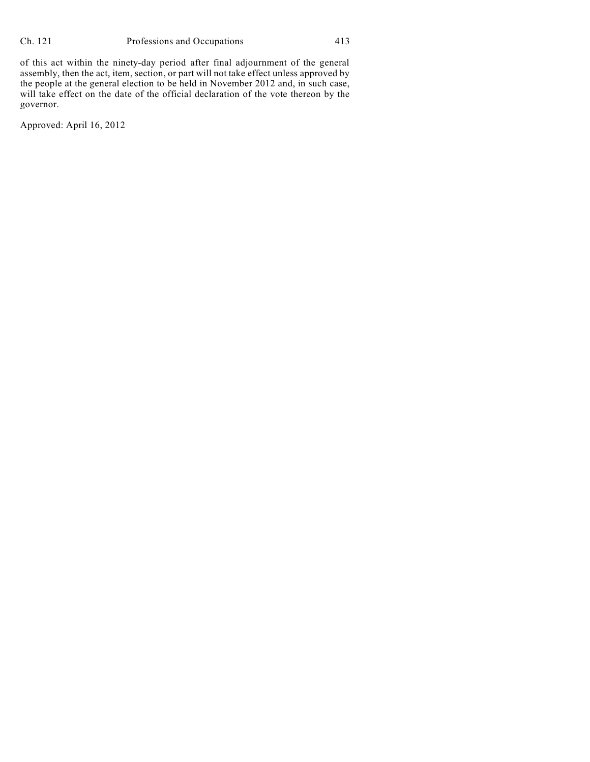of this act within the ninety-day period after final adjournment of the general assembly, then the act, item, section, or part will not take effect unless approved by the people at the general election to be held in November 2012 and, in such case, will take effect on the date of the official declaration of the vote thereon by the governor.

Approved: April 16, 2012